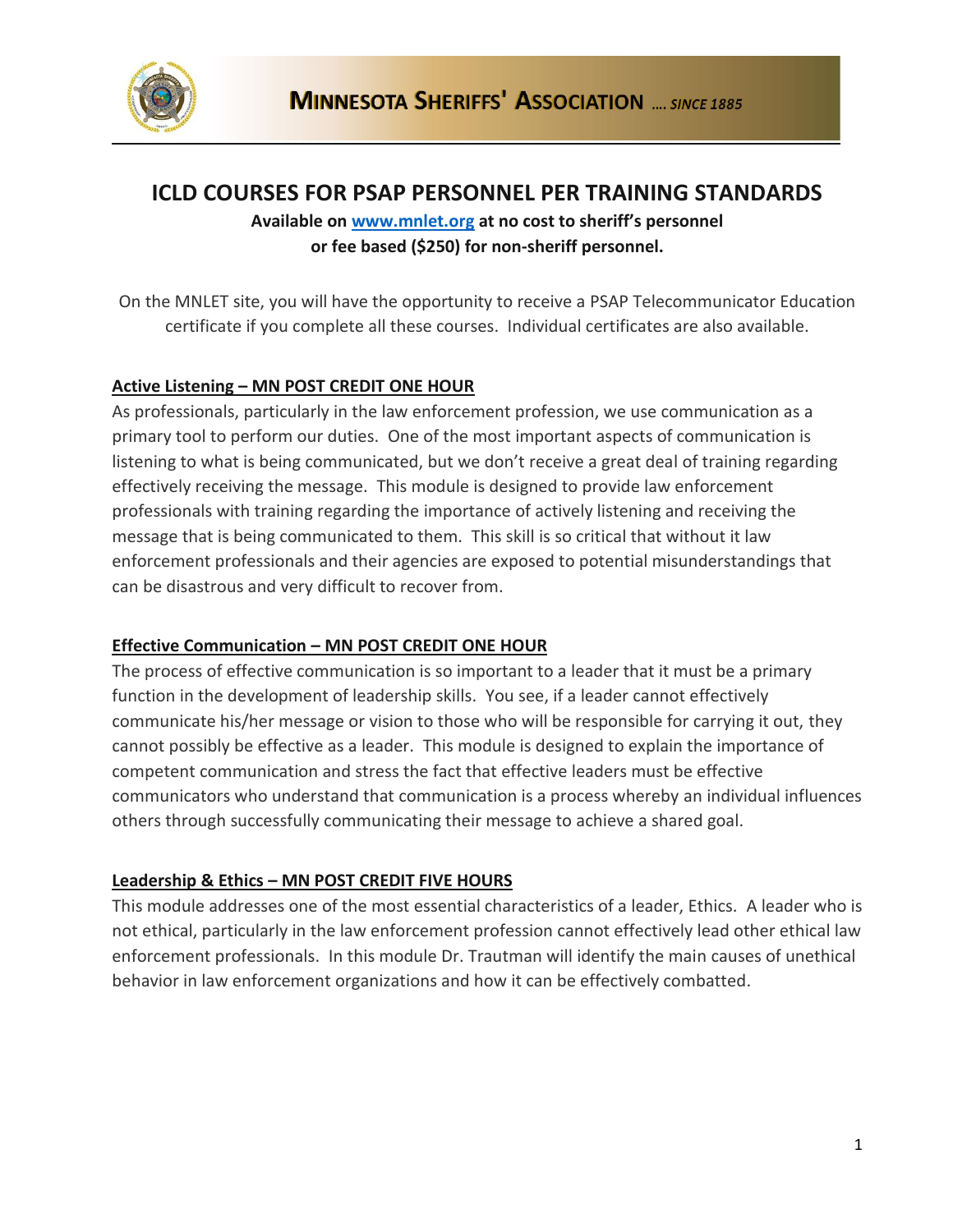**MINNESOTA SHERIFFS' ASSOCIATION** …. *SINCE 1885*

# ICLD COURSES FOR PSAP PERSONNEL PER TRAINING STANDARDS

**Available on [www.mnlet.org](http://www.mnlet.org) at no cost to sheriff's personnel or fee based ($250) for non-sheriff personnel.**

On the MNLET site, you will have the opportunity to receive a PSAP Telecommunicator Education certificate if you complete all these courses. Individual certificates are also available.

## Active Listening – MN POST CREDIT ONE HOUR

As professionals, particularly in the law enforcement profession, we use communication as a primary tool to perform our duties. One of the most important aspects of communication is listening to what is being communicated, but we don't receive a great deal of training regarding effectively receiving the message. This module is designed to provide law enforcement professionals with training regarding the importance of actively listening and receiving the message that is being communicated to them. This skill is so critical that without it law enforcement professionals and their agencies are exposed to potential misunderstandings that can be disastrous and very difficult to recover from.

## Effective Communication – MN POST CREDIT ONE HOUR

The process of effective communication is so important to a leader that it must be a primary function in the development of leadership skills. You see, if a leader cannot effectively communicate his/her message or vision to those who will be responsible for carrying it out, they cannot possibly be effective as a leader. This module is designed to explain the importance of competent communication and stress the fact that effective leaders must be effective communicators who understand that communication is a process whereby an individual influences others through successfully communicating their message to achieve a shared goal.

## Leadership & Ethics – MN POST CREDIT FIVE HOURS

This module addresses one of the most essential characteristics of a leader, Ethics. A leader who is not ethical, particularly in the law enforcement profession cannot effectively lead other ethical law enforcement professionals. In this module Dr. Trautman will identify the main causes of unethical behavior in law enforcement organizations and how it can be effectively combatted.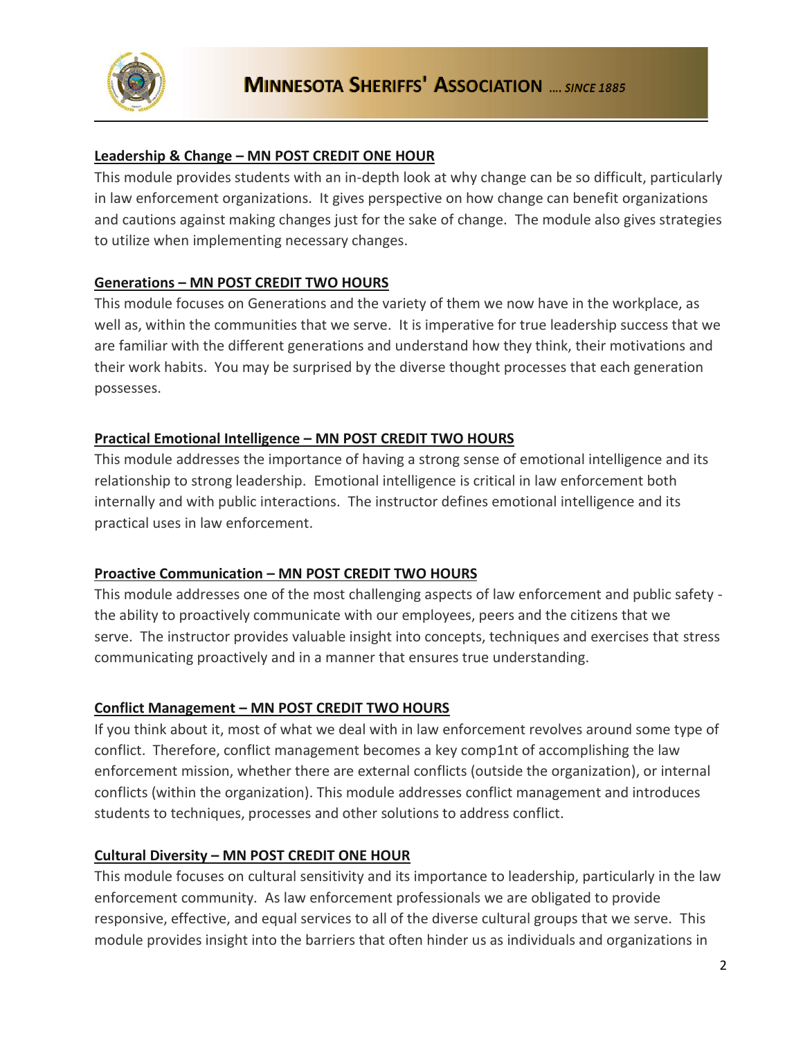## **Leadership & Change – MN POST CREDIT ONE HOUR**

This module provides students with an in-depth look at why change can be so difficult, particularly in law enforcement organizations. It gives perspective on how change can benefit organizations and cautions against making changes just for the sake of change. The module also gives strategies to utilize when implementing necessary changes.

## **Generations – MN POST CREDIT TWO HOURS**

This module focuses on Generations and the variety of them we now have in the workplace, as well as, within the communities that we serve. It is imperative for true leadership success that we are familiar with the different generations and understand how they think, their motivations and their work habits. You may be surprised by the diverse thought processes that each generation possesses.

## **Practical Emotional Intelligence – MN POST CREDIT TWO HOURS**

This module addresses the importance of having a strong sense of emotional intelligence and its relationship to strong leadership. Emotional intelligence is critical in law enforcement both internally and with public interactions. The instructor defines emotional intelligence and its practical uses in law enforcement.

## **Proactive Communication – MN POST CREDIT TWO HOURS**

This module addresses one of the most challenging aspects of law enforcement and public safety - the ability to proactively communicate with our employees, peers and the citizens that we serve. The instructor provides valuable insight into concepts, techniques and exercises that stress communicating proactively and in a manner that ensures true understanding.

## **Conflict Management – MN POST CREDIT TWO HOURS**

If you think about it, most of what we deal with in law enforcement revolves around some type of conflict. Therefore, conflict management becomes a key comp1nt of accomplishing the law enforcement mission, whether there are external conflicts (outside the organization), or internal conflicts (within the organization). This module addresses conflict management and introduces students to techniques, processes and other solutions to address conflict.

## **Cultural Diversity – MN POST CREDIT ONE HOUR**

This module focuses on cultural sensitivity and its importance to leadership, particularly in the law enforcement community. As law enforcement professionals we are obligated to provide responsive, effective, and equal services to all of the diverse cultural groups that we serve. This module provides insight into the barriers that often hinder us as individuals and organizations in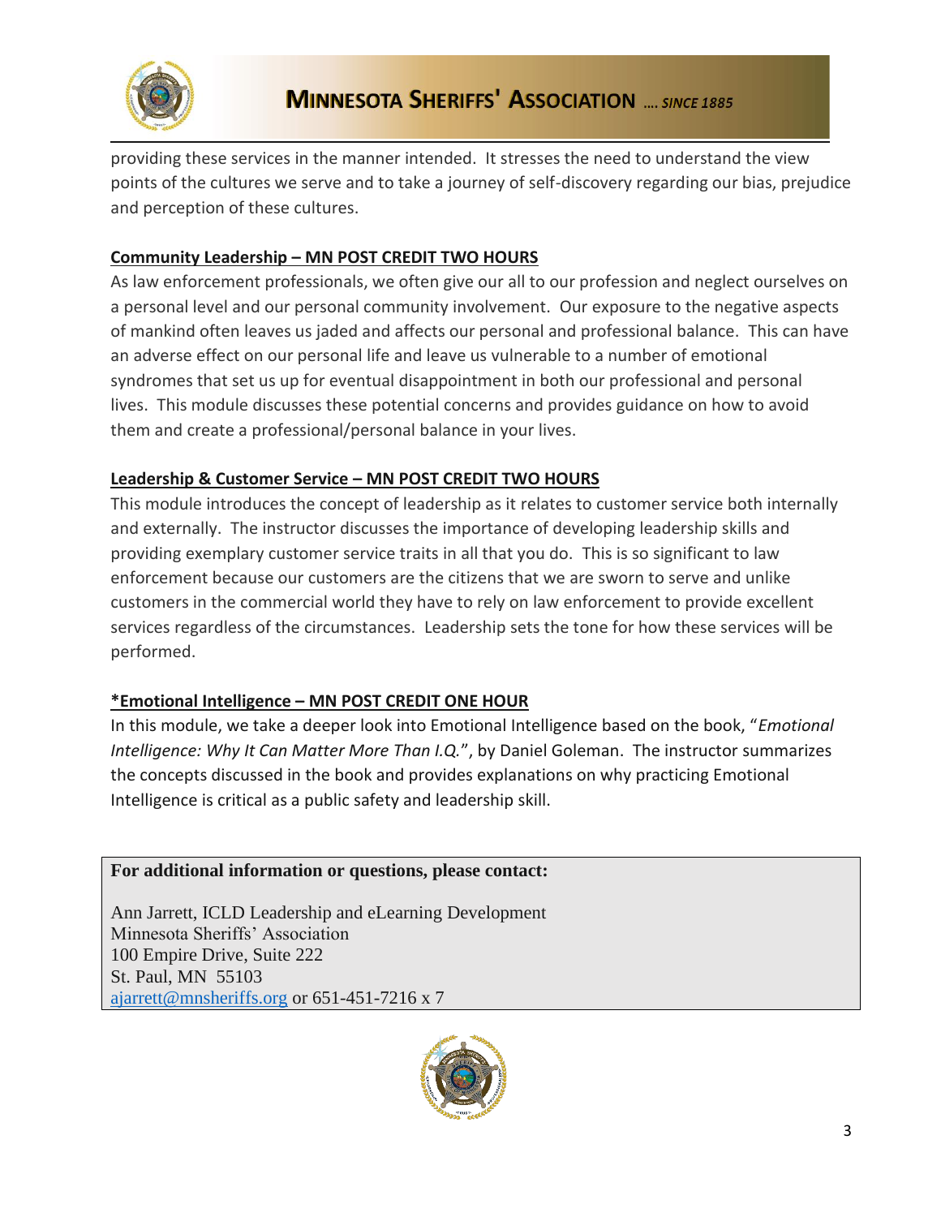providing these services in the manner intended. It stresses the need to understand the view points of the cultures we serve and to take a journey of self-discovery regarding our bias, prejudice and perception of these cultures.

**Community Leadership – MN POST CREDIT TWO HOURS**

As law enforcement professionals, we often give our all to our profession and neglect ourselves on a personal level and our personal community involvement. Our exposure to the negative aspects of mankind often leaves us jaded and affects our personal and professional balance. This can have an adverse effect on our personal life and leave us vulnerable to a number of emotional syndromes that set us up for eventual disappointment in both our professional and personal lives. This module discusses these potential concerns and provides guidance on how to avoid them and create a professional/personal balance in your lives.

**Leadership & Customer Service – MN POST CREDIT TWO HOURS**

This module introduces the concept of leadership as it relates to customer service both internally and externally. The instructor discusses the importance of developing leadership skills and providing exemplary customer service traits in all that you do. This is so significant to law enforcement because our customers are the citizens that we are sworn to serve and unlike customers in the commercial world they have to rely on law enforcement to provide excellent services regardless of the circumstances. Leadership sets the tone for how these services will be performed.

**\*Emotional Intelligence – MN POST CREDIT ONE HOUR**

In this module, we take a deeper look into Emotional Intelligence based on the book, "*Emotional Intelligence: Why It Can Matter More Than I.Q.*", by Daniel Goleman. The instructor summarizes the concepts discussed in the book and provides explanations on why practicing Emotional Intelligence is critical as a public safety and leadership skill.

**For additional information or questions, please contact:**

Ann Jarrett, ICLD Leadership and eLearning Development
Minnesota Sheriffs' Association
100 Empire Drive, Suite 222
St. Paul, MN 55103
ajarrett@mnsheriffs.org or 651-451-7216 x 7